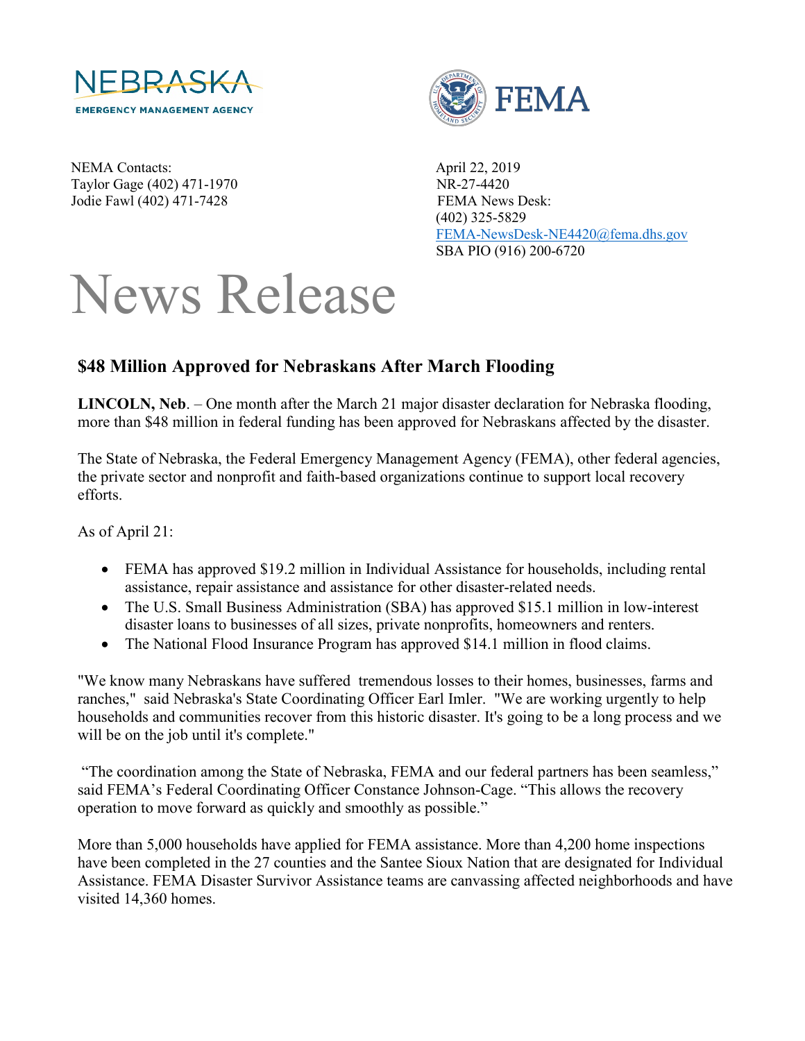NEBRASKA EMERGENCY MANAGEMENT AGENCY

FEMA

NEMA Contacts:
Taylor Gage (402) 471-1970
Jodie Fawl (402) 471-7428

April 22, 2019
NR-27-4420
FEMA News Desk:
(402) 325-5829
FEMA-NewsDesk-NE4420@fema.dhs.gov
SBA PIO (916) 200-6720

# News Release

## $48 Million Approved for Nebraskans After March Flooding

**LINCOLN, Neb**. – One month after the March 21 major disaster declaration for Nebraska flooding, more than $48 million in federal funding has been approved for Nebraskans affected by the disaster.

The State of Nebraska, the Federal Emergency Management Agency (FEMA), other federal agencies, the private sector and nonprofit and faith-based organizations continue to support local recovery efforts.

As of April 21:

- FEMA has approved $19.2 million in Individual Assistance for households, including rental assistance, repair assistance and assistance for other disaster-related needs.
- The U.S. Small Business Administration (SBA) has approved $15.1 million in low-interest disaster loans to businesses of all sizes, private nonprofits, homeowners and renters.
- The National Flood Insurance Program has approved $14.1 million in flood claims.

"We know many Nebraskans have suffered tremendous losses to their homes, businesses, farms and ranches," said Nebraska's State Coordinating Officer Earl Imler. "We are working urgently to help households and communities recover from this historic disaster. It's going to be a long process and we will be on the job until it's complete."

"The coordination among the State of Nebraska, FEMA and our federal partners has been seamless," said FEMA's Federal Coordinating Officer Constance Johnson-Cage. "This allows the recovery operation to move forward as quickly and smoothly as possible."

More than 5,000 households have applied for FEMA assistance. More than 4,200 home inspections have been completed in the 27 counties and the Santee Sioux Nation that are designated for Individual Assistance. FEMA Disaster Survivor Assistance teams are canvassing affected neighborhoods and have visited 14,360 homes.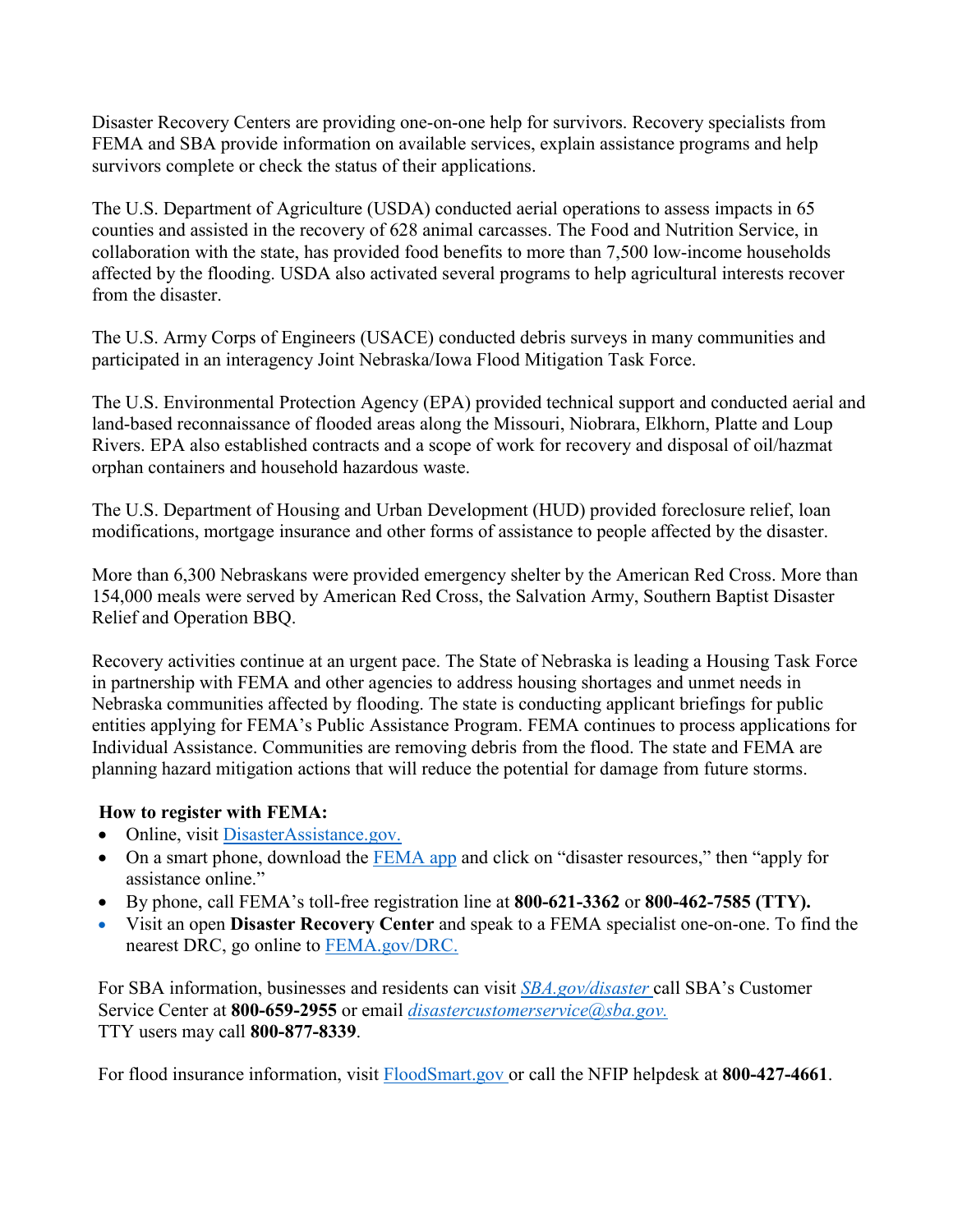Disaster Recovery Centers are providing one-on-one help for survivors. Recovery specialists from FEMA and SBA provide information on available services, explain assistance programs and help survivors complete or check the status of their applications.

The U.S. Department of Agriculture (USDA) conducted aerial operations to assess impacts in 65 counties and assisted in the recovery of 628 animal carcasses. The Food and Nutrition Service, in collaboration with the state, has provided food benefits to more than 7,500 low-income households affected by the flooding. USDA also activated several programs to help agricultural interests recover from the disaster.

The U.S. Army Corps of Engineers (USACE) conducted debris surveys in many communities and participated in an interagency Joint Nebraska/Iowa Flood Mitigation Task Force.

The U.S. Environmental Protection Agency (EPA) provided technical support and conducted aerial and land-based reconnaissance of flooded areas along the Missouri, Niobrara, Elkhorn, Platte and Loup Rivers. EPA also established contracts and a scope of work for recovery and disposal of oil/hazmat orphan containers and household hazardous waste.

The U.S. Department of Housing and Urban Development (HUD) provided foreclosure relief, loan modifications, mortgage insurance and other forms of assistance to people affected by the disaster.

More than 6,300 Nebraskans were provided emergency shelter by the American Red Cross. More than 154,000 meals were served by American Red Cross, the Salvation Army, Southern Baptist Disaster Relief and Operation BBQ.

Recovery activities continue at an urgent pace. The State of Nebraska is leading a Housing Task Force in partnership with FEMA and other agencies to address housing shortages and unmet needs in Nebraska communities affected by flooding. The state is conducting applicant briefings for public entities applying for FEMA's Public Assistance Program. FEMA continues to process applications for Individual Assistance. Communities are removing debris from the flood. The state and FEMA are planning hazard mitigation actions that will reduce the potential for damage from future storms.

**How to register with FEMA:**

- Online, visit DisasterAssistance.gov.
- On a smart phone, download the FEMA app and click on "disaster resources," then "apply for assistance online."
- By phone, call FEMA's toll-free registration line at **800-621-3362** or **800-462-7585 (TTY).**
- Visit an open **Disaster Recovery Center** and speak to a FEMA specialist one-on-one. To find the nearest DRC, go online to FEMA.gov/DRC.

For SBA information, businesses and residents can visit *SBA.gov/disaster* call SBA's Customer Service Center at **800-659-2955** or email *disastercustomerservice@sba.gov.*
TTY users may call **800-877-8339**.

For flood insurance information, visit FloodSmart.gov or call the NFIP helpdesk at **800-427-4661**.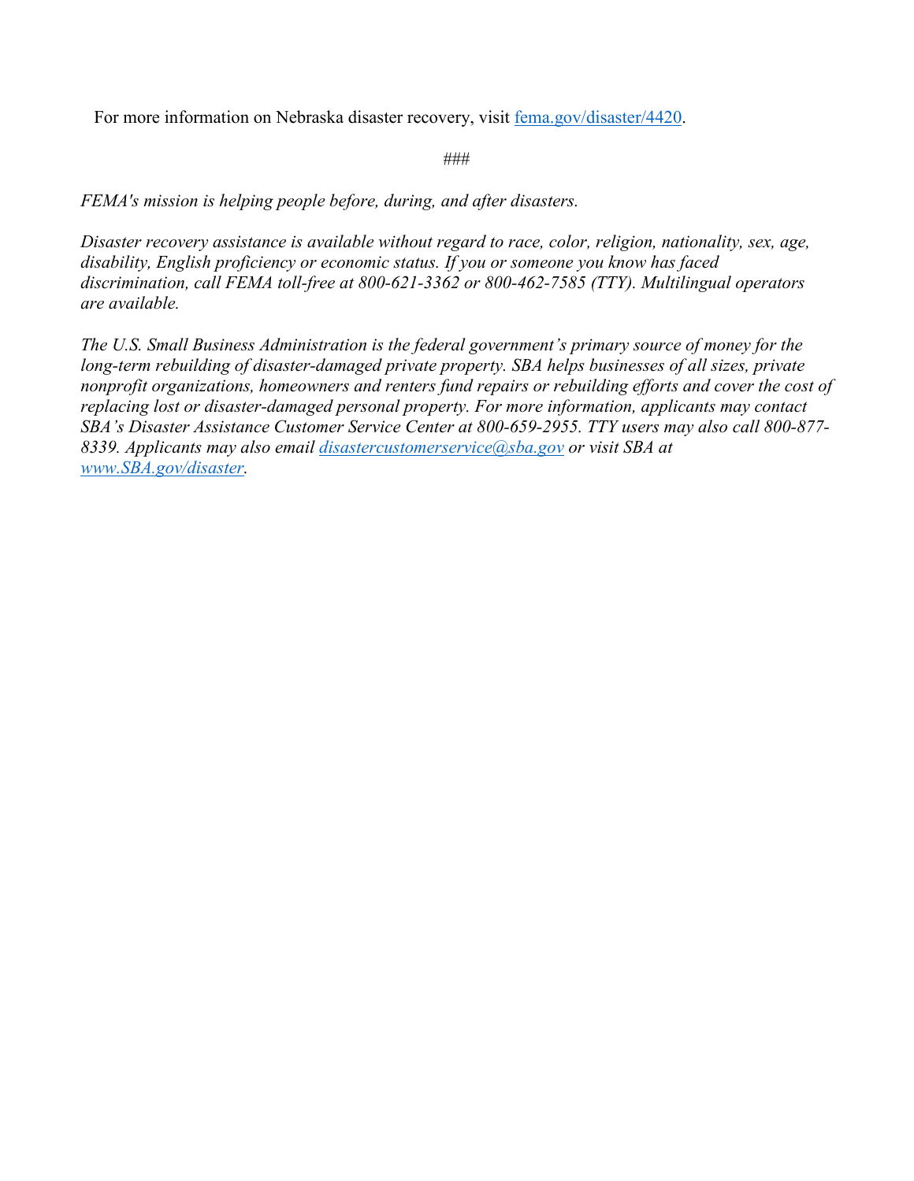For more information on Nebraska disaster recovery, visit [fema.gov/disaster/4420](https://fema.gov/disaster/4420).

###

*FEMA's mission is helping people before, during, and after disasters.*

*Disaster recovery assistance is available without regard to race, color, religion, nationality, sex, age, disability, English proficiency or economic status. If you or someone you know has faced discrimination, call FEMA toll-free at 800-621-3362 or 800-462-7585 (TTY). Multilingual operators are available.*

*The U.S. Small Business Administration is the federal government's primary source of money for the long-term rebuilding of disaster-damaged private property. SBA helps businesses of all sizes, private nonprofit organizations, homeowners and renters fund repairs or rebuilding efforts and cover the cost of replacing lost or disaster-damaged personal property. For more information, applicants may contact SBA's Disaster Assistance Customer Service Center at 800-659-2955. TTY users may also call 800-877-8339. Applicants may also email [disastercustomerservice@sba.gov](mailto:disastercustomerservice@sba.gov) or visit SBA at [www.SBA.gov/disaster](http://www.SBA.gov/disaster).*